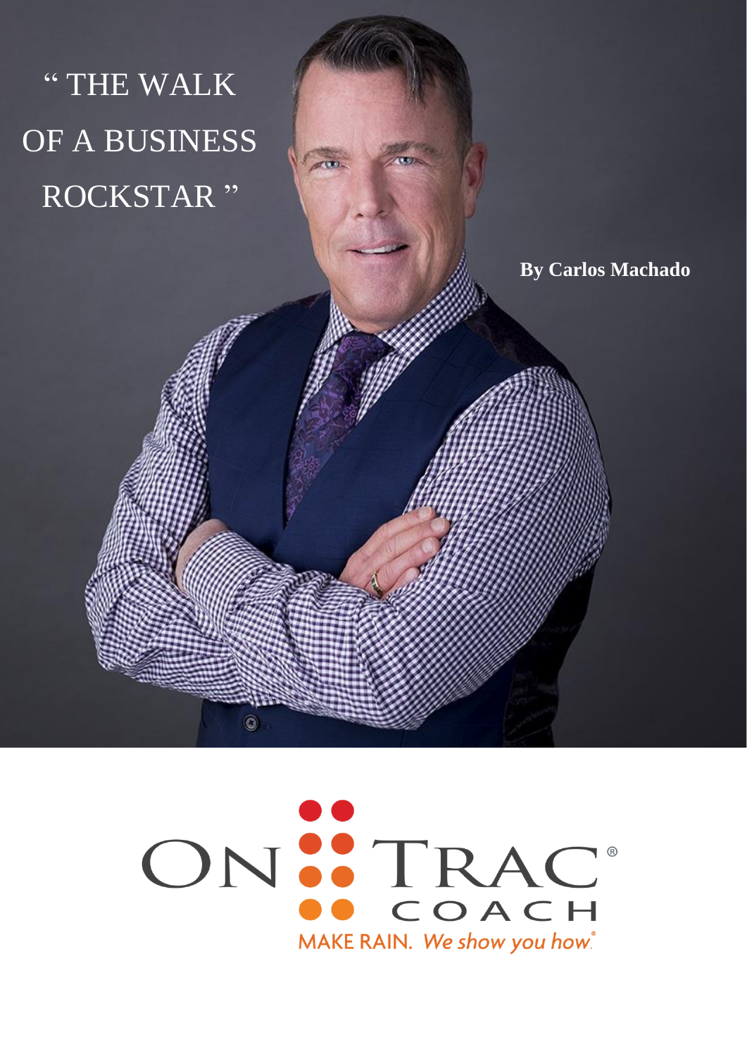# " THE WALK OF A BUSINESS ROCKSTAR "

**By Carlos Machado**

ON TRAC® COACH

MAKE RAIN. *We show you how.®*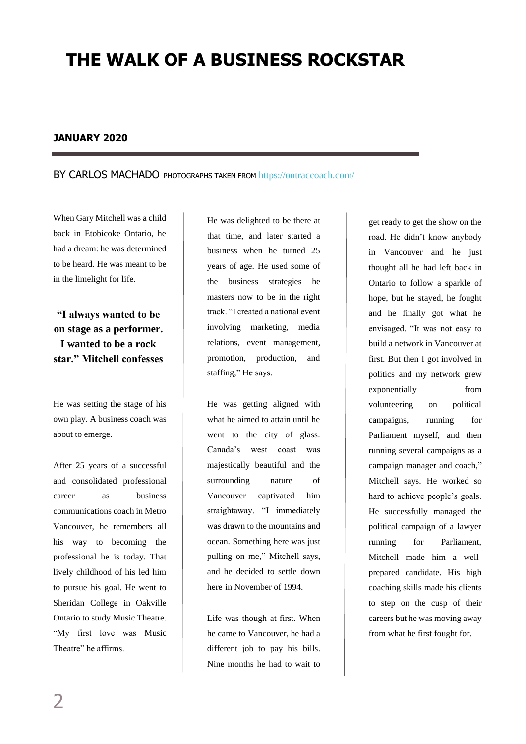# THE WALK OF A BUSINESS ROCKSTAR

**JANUARY 2020**

BY CARLOS MACHADO PHOTOGRAPHS TAKEN FROM [https://ontraccoach.com/](https://ontraccoach.com/)

When Gary Mitchell was a child back in Etobicoke Ontario, he had a dream: he was determined to be heard. He was meant to be in the limelight for life.

> **"I always wanted to be on stage as a performer. I wanted to be a rock star." Mitchell confesses**

He was setting the stage of his own play. A business coach was about to emerge.

After 25 years of a successful and consolidated professional career as business communications coach in Metro Vancouver, he remembers all his way to becoming the professional he is today. That lively childhood of his led him to pursue his goal. He went to Sheridan College in Oakville Ontario to study Music Theatre. "My first love was Music Theatre" he affirms.

He was delighted to be there at that time, and later started a business when he turned 25 years of age. He used some of the business strategies he masters now to be in the right track. "I created a national event involving marketing, media relations, event management, promotion, production, and staffing," He says.

He was getting aligned with what he aimed to attain until he went to the city of glass. Canada's west coast was majestically beautiful and the surrounding nature of Vancouver captivated him straightaway. "I immediately was drawn to the mountains and ocean. Something here was just pulling on me," Mitchell says, and he decided to settle down here in November of 1994.

Life was though at first. When he came to Vancouver, he had a different job to pay his bills. Nine months he had to wait to get ready to get the show on the road. He didn't know anybody in Vancouver and he just thought all he had left back in Ontario to follow a sparkle of hope, but he stayed, he fought and he finally got what he envisaged. "It was not easy to build a network in Vancouver at first. But then I got involved in politics and my network grew exponentially from volunteering on political campaigns, running for Parliament myself, and then running several campaigns as a campaign manager and coach," Mitchell says. He worked so hard to achieve people's goals. He successfully managed the political campaign of a lawyer running for Parliament, Mitchell made him a well-prepared candidate. His high coaching skills made his clients to step on the cusp of their careers but he was moving away from what he first fought for.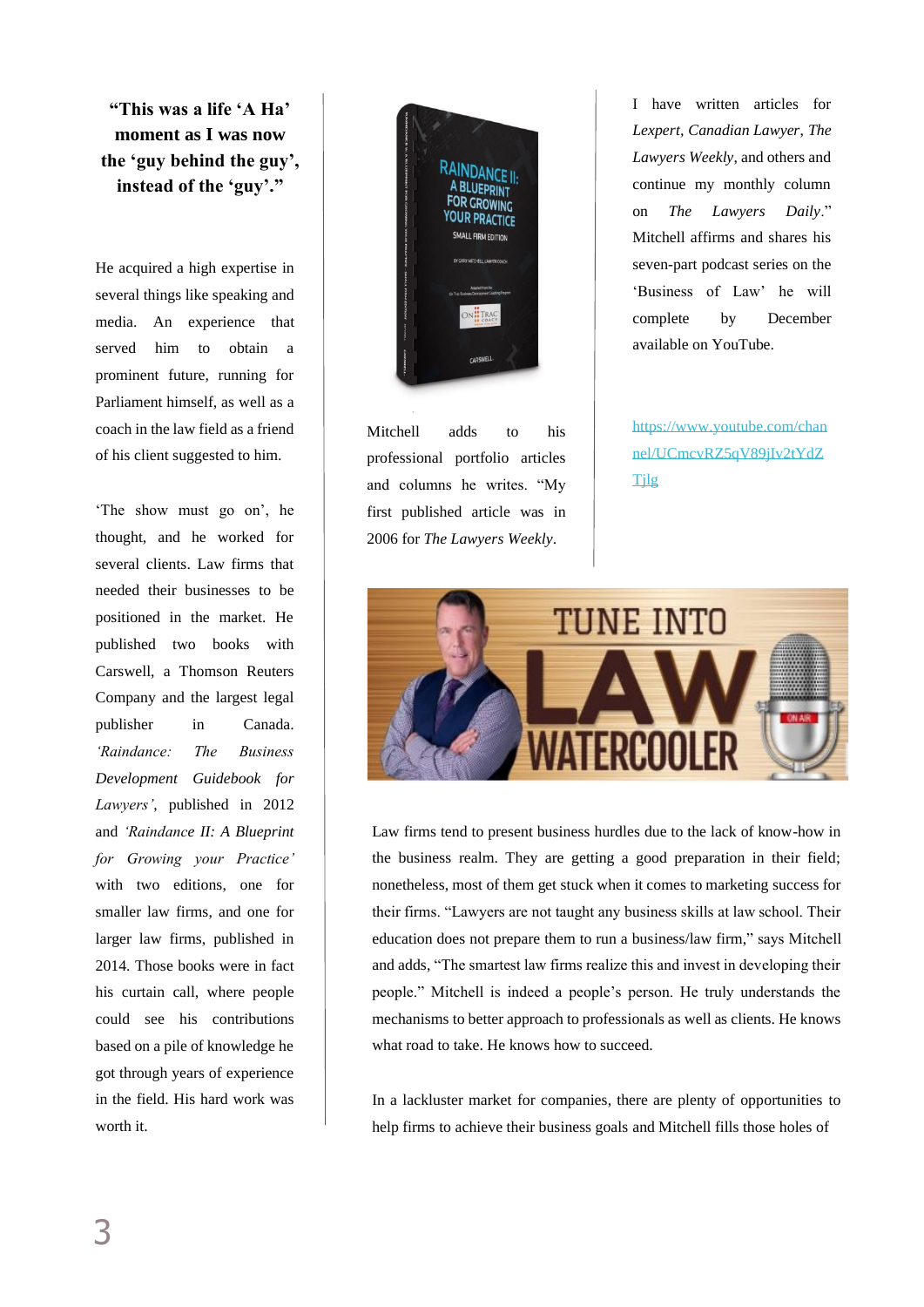**"This was a life 'A Ha' moment as I was now the 'guy behind the guy', instead of the 'guy'."**

He acquired a high expertise in several things like speaking and media. An experience that served him to obtain a prominent future, running for Parliament himself, as well as a coach in the law field as a friend of his client suggested to him.

'The show must go on', he thought, and he worked for several clients. Law firms that needed their businesses to be positioned in the market. He published two books with Carswell, a Thomson Reuters Company and the largest legal publisher in Canada. *'Raindance: The Business Development Guidebook for Lawyers'*, published in 2012 and *'Raindance II: A Blueprint for Growing your Practice'* with two editions, one for smaller law firms, and one for larger law firms, published in 2014. Those books were in fact his curtain call, where people could see his contributions based on a pile of knowledge he got through years of experience in the field. His hard work was worth it.

Mitchell adds to his professional portfolio articles and columns he writes. "My first published article was in 2006 for *The Lawyers Weekly*. I have written articles for *Lexpert*, *Canadian Lawyer*, *The Lawyers Weekly*, and others and continue my monthly column on *The Lawyers Daily*." Mitchell affirms and shares his seven-part podcast series on the 'Business of Law' he will complete by December available on YouTube.

https://www.youtube.com/channel/UCmcvRZ5qV89jIv2tYdZTjlg

Law firms tend to present business hurdles due to the lack of know-how in the business realm. They are getting a good preparation in their field; nonetheless, most of them get stuck when it comes to marketing success for their firms. "Lawyers are not taught any business skills at law school. Their education does not prepare them to run a business/law firm," says Mitchell and adds, "The smartest law firms realize this and invest in developing their people." Mitchell is indeed a people's person. He truly understands the mechanisms to better approach to professionals as well as clients. He knows what road to take. He knows how to succeed.

In a lackluster market for companies, there are plenty of opportunities to help firms to achieve their business goals and Mitchell fills those holes of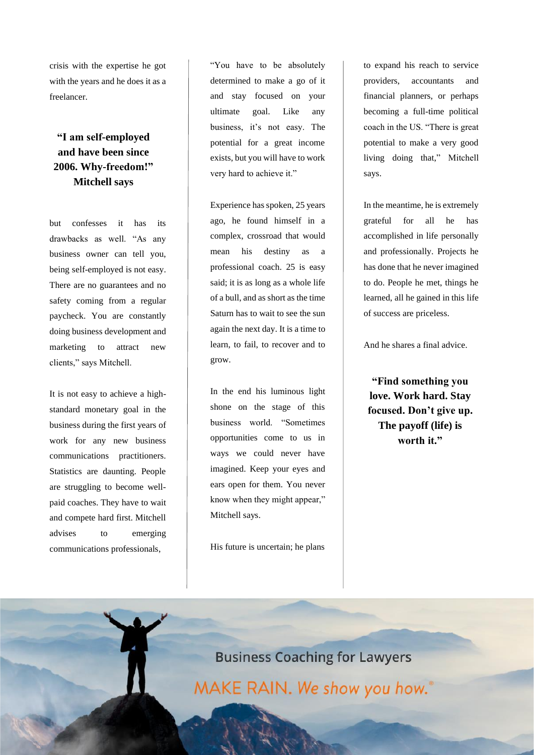crisis with the expertise he got with the years and he does it as a freelancer.

**"I am self-employed and have been since 2006. Why-freedom!" Mitchell says**

but confesses it has its drawbacks as well. "As any business owner can tell you, being self-employed is not easy. There are no guarantees and no safety coming from a regular paycheck. You are constantly doing business development and marketing to attract new clients," says Mitchell.

It is not easy to achieve a high-standard monetary goal in the business during the first years of work for any new business communications practitioners. Statistics are daunting. People are struggling to become well-paid coaches. They have to wait and compete hard first. Mitchell advises to emerging communications professionals,

"You have to be absolutely determined to make a go of it and stay focused on your ultimate goal. Like any business, it's not easy. The potential for a great income exists, but you will have to work very hard to achieve it."

Experience has spoken, 25 years ago, he found himself in a complex, crossroad that would mean his destiny as a professional coach. 25 is easy said; it is as long as a whole life of a bull, and as short as the time Saturn has to wait to see the sun again the next day. It is a time to learn, to fail, to recover and to grow.

In the end his luminous light shone on the stage of this business world. "Sometimes opportunities come to us in ways we could never have imagined. Keep your eyes and ears open for them. You never know when they might appear," Mitchell says.

His future is uncertain; he plans to expand his reach to service providers, accountants and financial planners, or perhaps becoming a full-time political coach in the US. "There is great potential to make a very good living doing that," Mitchell says.

In the meantime, he is extremely grateful for all he has accomplished in life personally and professionally. Projects he has done that he never imagined to do. People he met, things he learned, all he gained in this life of success are priceless.

And he shares a final advice.

**"Find something you love. Work hard. Stay focused. Don't give up. The payoff (life) is worth it."**

Business Coaching for Lawyers

MAKE RAIN. *We show you how.*®